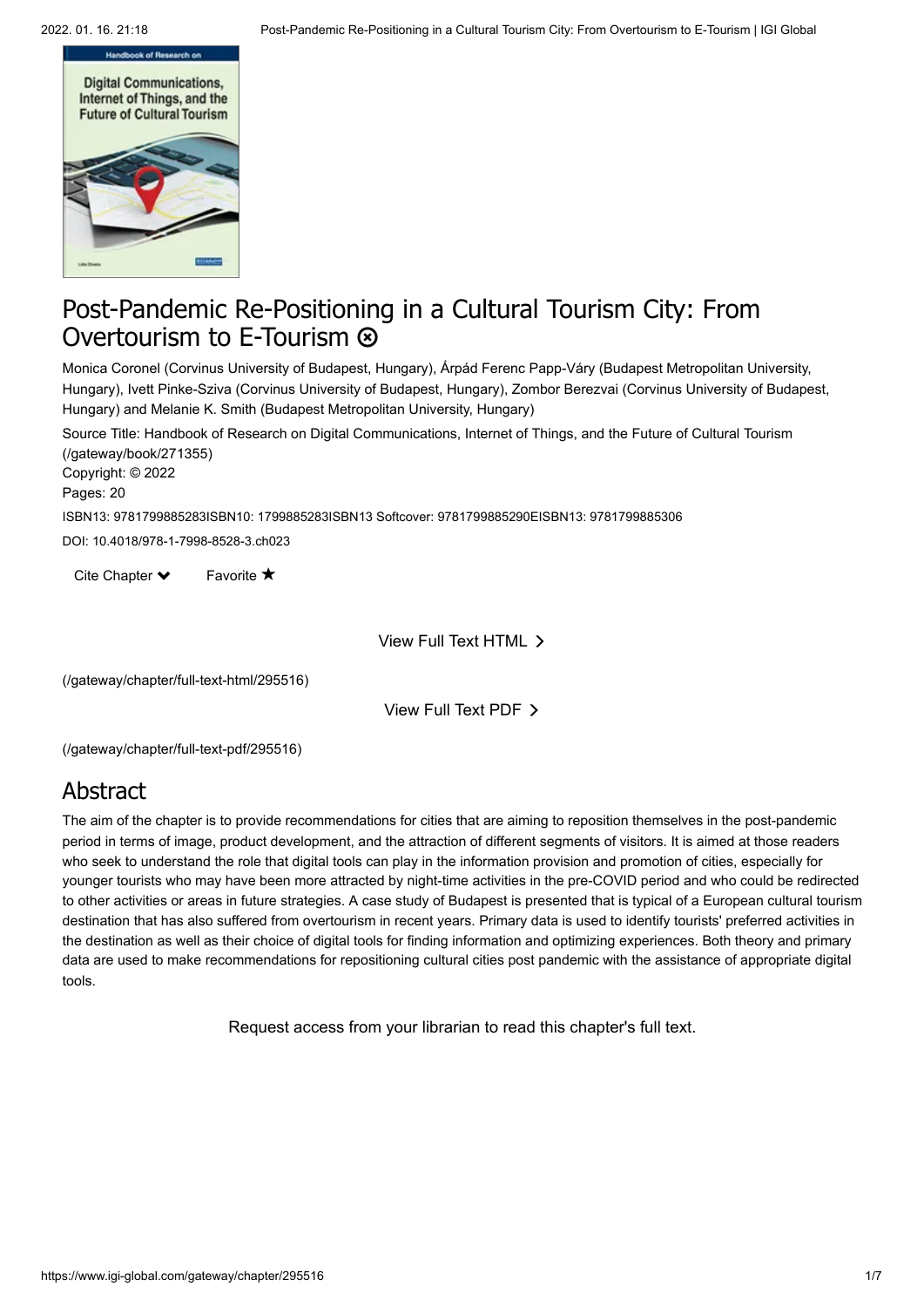# Post-Pandemic Re-Positioning in a Cultural Tourism City: From Overtourism to E-Tourism ⊗

Monica Coronel (Corvinus University of Budapest, Hungary), Árpád Ferenc Papp-Váry (Budapest Metropolitan University, Hungary), Ivett Pinke-Sziva (Corvinus University of Budapest, Hungary), Zombor Berezvai (Corvinus University of Budapest, Hungary) and Melanie K. Smith (Budapest Metropolitan University, Hungary)

Source Title: Handbook of Research on Digital Communications, Internet of Things, and the Future of Cultural Tourism (/gateway/book/271355)

Copyright: © 2022

Pages: 20

ISBN13: 9781799885283ISBN10: 1799885283ISBN13 Softcover: 9781799885290EISBN13: 9781799885306

DOI: 10.4018/978-1-7998-8528-3.ch023

Cite Chapter ❯ Favorite ★

View Full Text HTML ❯

(/gateway/chapter/full-text-html/295516)

View Full Text PDF ❯

(/gateway/chapter/full-text-pdf/295516)

## Abstract

The aim of the chapter is to provide recommendations for cities that are aiming to reposition themselves in the post-pandemic period in terms of image, product development, and the attraction of different segments of visitors. It is aimed at those readers who seek to understand the role that digital tools can play in the information provision and promotion of cities, especially for younger tourists who may have been more attracted by night-time activities in the pre-COVID period and who could be redirected to other activities or areas in future strategies. A case study of Budapest is presented that is typical of a European cultural tourism destination that has also suffered from overtourism in recent years. Primary data is used to identify tourists' preferred activities in the destination as well as their choice of digital tools for finding information and optimizing experiences. Both theory and primary data are used to make recommendations for repositioning cultural cities post pandemic with the assistance of appropriate digital tools.

Request access from your librarian to read this chapter's full text.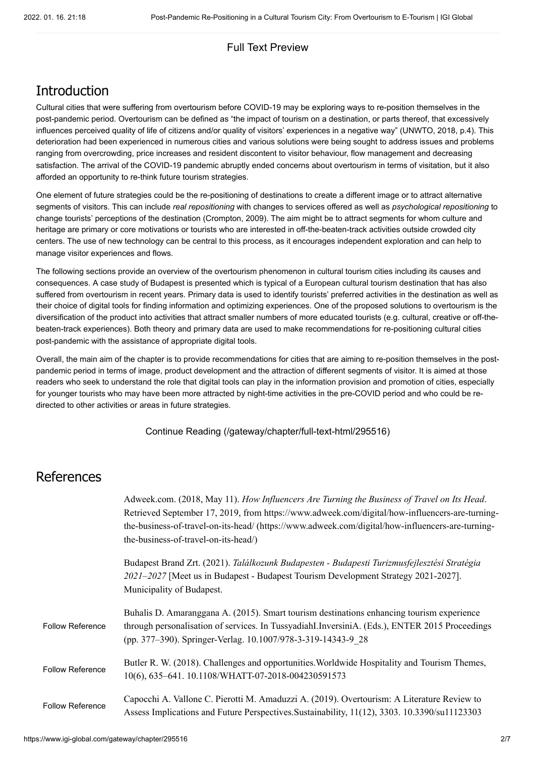Full Text Preview

## Introduction

Cultural cities that were suffering from overtourism before COVID-19 may be exploring ways to re-position themselves in the post-pandemic period. Overtourism can be defined as "the impact of tourism on a destination, or parts thereof, that excessively influences perceived quality of life of citizens and/or quality of visitors' experiences in a negative way" (UNWTO, 2018, p.4). This deterioration had been experienced in numerous cities and various solutions were being sought to address issues and problems ranging from overcrowding, price increases and resident discontent to visitor behaviour, flow management and decreasing satisfaction. The arrival of the COVID-19 pandemic abruptly ended concerns about overtourism in terms of visitation, but it also afforded an opportunity to re-think future tourism strategies.

One element of future strategies could be the re-positioning of destinations to create a different image or to attract alternative segments of visitors. This can include *real repositioning* with changes to services offered as well as *psychological repositioning* to change tourists' perceptions of the destination (Crompton, 2009). The aim might be to attract segments for whom culture and heritage are primary or core motivations or tourists who are interested in off-the-beaten-track activities outside crowded city centers. The use of new technology can be central to this process, as it encourages independent exploration and can help to manage visitor experiences and flows.

The following sections provide an overview of the overtourism phenomenon in cultural tourism cities including its causes and consequences. A case study of Budapest is presented which is typical of a European cultural tourism destination that has also suffered from overtourism in recent years. Primary data is used to identify tourists' preferred activities in the destination as well as their choice of digital tools for finding information and optimizing experiences. One of the proposed solutions to overtourism is the diversification of the product into activities that attract smaller numbers of more educated tourists (e.g. cultural, creative or off-the-beaten-track experiences). Both theory and primary data are used to make recommendations for re-positioning cultural cities post-pandemic with the assistance of appropriate digital tools.

Overall, the main aim of the chapter is to provide recommendations for cities that are aiming to re-position themselves in the post-pandemic period in terms of image, product development and the attraction of different segments of visitor. It is aimed at those readers who seek to understand the role that digital tools can play in the information provision and promotion of cities, especially for younger tourists who may have been more attracted by night-time activities in the pre-COVID period and who could be re-directed to other activities or areas in future strategies.

Continue Reading (/gateway/chapter/full-text-html/295516)

## References

Adweek.com. (2018, May 11). *How Influencers Are Turning the Business of Travel on Its Head*. Retrieved September 17, 2019, from https://www.adweek.com/digital/how-influencers-are-turning-the-business-of-travel-on-its-head/ (https://www.adweek.com/digital/how-influencers-are-turning-the-business-of-travel-on-its-head/)

Budapest Brand Zrt. (2021). *Találkozunk Budapesten - Budapesti Turizmusfejlesztési Stratégia 2021–2027* [Meet us in Budapest - Budapest Tourism Development Strategy 2021-2027]. Municipality of Budapest.

Follow Reference — Buhalis D. Amaranggana A. (2015). Smart tourism destinations enhancing tourism experience through personalisation of services. In TussyadiahI.InversiniA. (Eds.), ENTER 2015 Proceedings (pp. 377–390). Springer-Verlag. 10.1007/978-3-319-14343-9_28

Follow Reference — Butler R. W. (2018). Challenges and opportunities.Worldwide Hospitality and Tourism Themes, 10(6), 635–641. 10.1108/WHATT-07-2018-004230591573

Follow Reference — Capocchi A. Vallone C. Pierotti M. Amaduzzi A. (2019). Overtourism: A Literature Review to Assess Implications and Future Perspectives.Sustainability, 11(12), 3303. 10.3390/su11123303